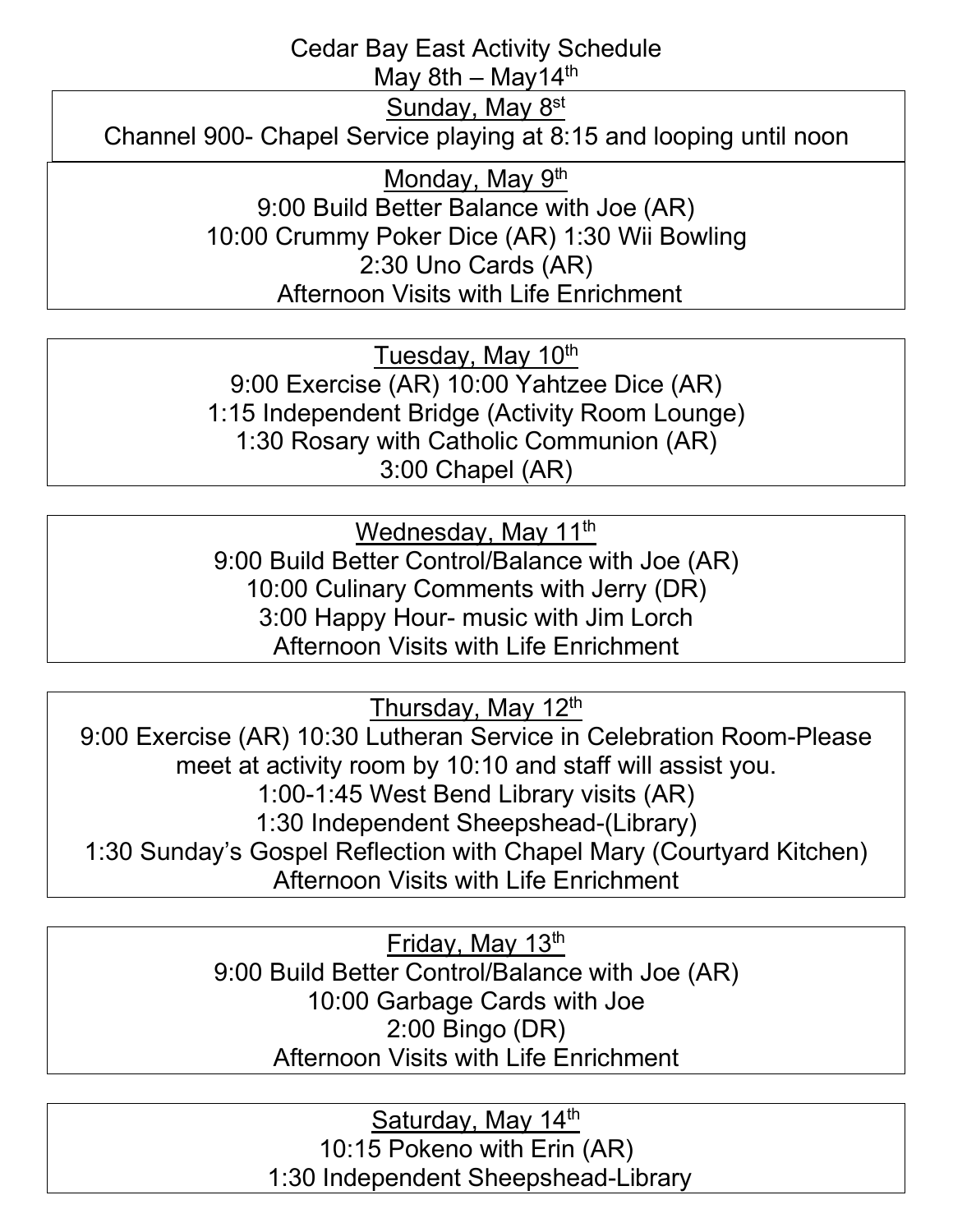# Cedar Bay East Activity Schedule

May 8th – May14th

## Sunday, May 8st

Channel 900- Chapel Service playing at 8:15 and looping until noon

## Monday, May 9th

9:00 Build Better Balance with Joe (AR)
10:00 Crummy Poker Dice (AR) 1:30 Wii Bowling
2:30 Uno Cards (AR)
Afternoon Visits with Life Enrichment

## Tuesday, May 10th

9:00 Exercise (AR) 10:00 Yahtzee Dice (AR)
1:15 Independent Bridge (Activity Room Lounge)
1:30 Rosary with Catholic Communion (AR)
3:00 Chapel (AR)

## Wednesday, May 11th

9:00 Build Better Control/Balance with Joe (AR)
10:00 Culinary Comments with Jerry (DR)
3:00 Happy Hour- music with Jim Lorch
Afternoon Visits with Life Enrichment

## Thursday, May 12th

9:00 Exercise (AR) 10:30 Lutheran Service in Celebration Room-Please meet at activity room by 10:10 and staff will assist you.
1:00-1:45 West Bend Library visits (AR)
1:30 Independent Sheepshead-(Library)
1:30 Sunday's Gospel Reflection with Chapel Mary (Courtyard Kitchen)
Afternoon Visits with Life Enrichment

## Friday, May 13th

9:00 Build Better Control/Balance with Joe (AR)
10:00 Garbage Cards with Joe
2:00 Bingo (DR)
Afternoon Visits with Life Enrichment

## Saturday, May 14th

10:15 Pokeno with Erin (AR)
1:30 Independent Sheepshead-Library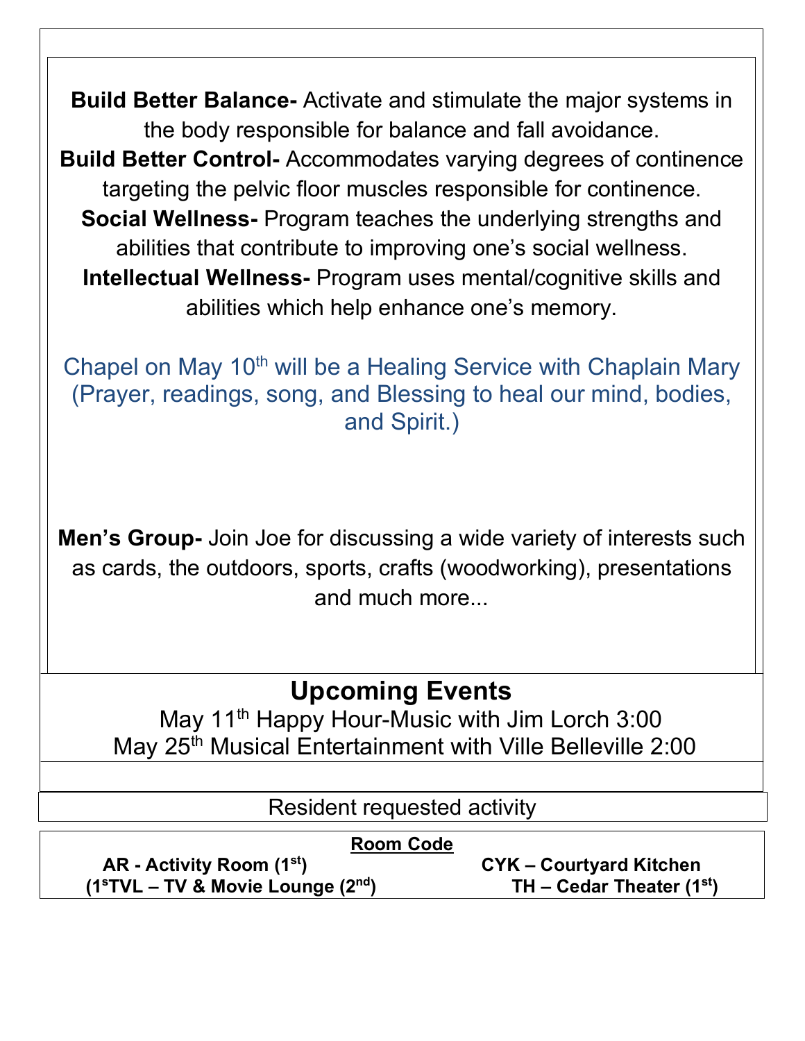**Build Better Balance-** Activate and stimulate the major systems in the body responsible for balance and fall avoidance.

**Build Better Control-** Accommodates varying degrees of continence targeting the pelvic floor muscles responsible for continence.

**Social Wellness-** Program teaches the underlying strengths and abilities that contribute to improving one's social wellness.

**Intellectual Wellness-** Program uses mental/cognitive skills and abilities which help enhance one's memory.

Chapel on May 10th will be a Healing Service with Chaplain Mary (Prayer, readings, song, and Blessing to heal our mind, bodies, and Spirit.)

**Men's Group-** Join Joe for discussing a wide variety of interests such as cards, the outdoors, sports, crafts (woodworking), presentations and much more...

## Upcoming Events

May 11th Happy Hour-Music with Jim Lorch 3:00

May 25th Musical Entertainment with Ville Belleville 2:00

Resident requested activity

**Room Code**

**AR - Activity Room (1st)**

**CYK – Courtyard Kitchen**

**(1sTVL – TV & Movie Lounge (2nd)**

**TH – Cedar Theater (1st)**